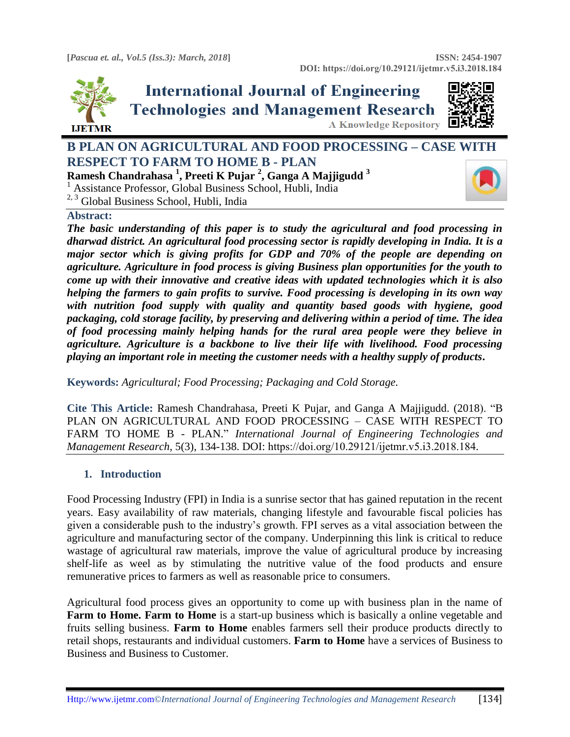# B PLAN ON AGRICULTURAL AND FOOD PROCESSING – CASE WITH RESPECT TO FARM TO HOME B - PLAN

**Ramesh Chandrahasa [1], Preeti K Pujar [2], Ganga A Majjigudd [3]**

[1] Assistance Professor, Global Business School, Hubli, India

[2, 3] Global Business School, Hubli, India

## Abstract:

***The basic understanding of this paper is to study the agricultural and food processing in dharwad district. An agricultural food processing sector is rapidly developing in India. It is a major sector which is giving profits for GDP and 70% of the people are depending on agriculture. Agriculture in food process is giving Business plan opportunities for the youth to come up with their innovative and creative ideas with updated technologies which it is also helping the farmers to gain profits to survive. Food processing is developing in its own way with nutrition food supply with quality and quantity based goods with hygiene, good packaging, cold storage facility, by preserving and delivering within a period of time. The idea of food processing mainly helping hands for the rural area people were they believe in agriculture. Agriculture is a backbone to live their life with livelihood. Food processing playing an important role in meeting the customer needs with a healthy supply of products.***

**Keywords:** *Agricultural; Food Processing; Packaging and Cold Storage.*

**Cite This Article:** Ramesh Chandrahasa, Preeti K Pujar, and Ganga A Majjigudd. (2018). "B PLAN ON AGRICULTURAL AND FOOD PROCESSING – CASE WITH RESPECT TO FARM TO HOME B - PLAN." *International Journal of Engineering Technologies and Management Research,* 5(3), 134-138. DOI: https://doi.org/10.29121/ijetmr.v5.i3.2018.184.

## 1. Introduction

Food Processing Industry (FPI) in India is a sunrise sector that has gained reputation in the recent years. Easy availability of raw materials, changing lifestyle and favourable fiscal policies has given a considerable push to the industry's growth. FPI serves as a vital association between the agriculture and manufacturing sector of the company. Underpinning this link is critical to reduce wastage of agricultural raw materials, improve the value of agricultural produce by increasing shelf-life as weel as by stimulating the nutritive value of the food products and ensure remunerative prices to farmers as well as reasonable price to consumers.

Agricultural food process gives an opportunity to come up with business plan in the name of **Farm to Home. Farm to Home** is a start-up business which is basically a online vegetable and fruits selling business. **Farm to Home** enables farmers sell their produce products directly to retail shops, restaurants and individual customers. **Farm to Home** have a services of Business to Business and Business to Customer.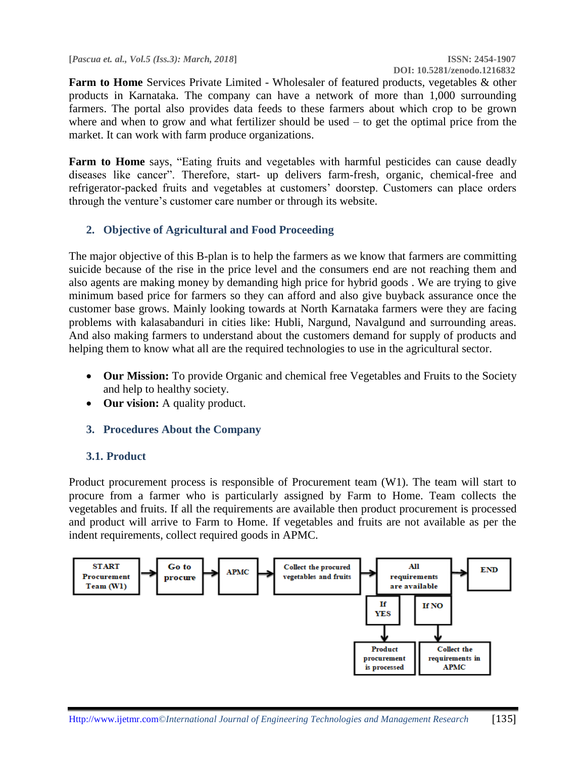**Farm to Home** Services Private Limited - Wholesaler of featured products, vegetables & other products in Karnataka. The company can have a network of more than 1,000 surrounding farmers. The portal also provides data feeds to these farmers about which crop to be grown where and when to grow and what fertilizer should be used – to get the optimal price from the market. It can work with farm produce organizations.

**Farm to Home** says, "Eating fruits and vegetables with harmful pesticides can cause deadly diseases like cancer". Therefore, start- up delivers farm-fresh, organic, chemical-free and refrigerator-packed fruits and vegetables at customers' doorstep. Customers can place orders through the venture's customer care number or through its website.

## 2. Objective of Agricultural and Food Proceeding

The major objective of this B-plan is to help the farmers as we know that farmers are committing suicide because of the rise in the price level and the consumers end are not reaching them and also agents are making money by demanding high price for hybrid goods . We are trying to give minimum based price for farmers so they can afford and also give buyback assurance once the customer base grows. Mainly looking towards at North Karnataka farmers were they are facing problems with kalasabanduri in cities like: Hubli, Nargund, Navalgund and surrounding areas. And also making farmers to understand about the customers demand for supply of products and helping them to know what all are the required technologies to use in the agricultural sector.

- **Our Mission:** To provide Organic and chemical free Vegetables and Fruits to the Society and help to healthy society.
- **Our vision:** A quality product.

## 3. Procedures About the Company

### 3.1. Product

Product procurement process is responsible of Procurement team (W1). The team will start to procure from a farmer who is particularly assigned by Farm to Home. Team collects the vegetables and fruits. If all the requirements are available then product procurement is processed and product will arrive to Farm to Home. If vegetables and fruits are not available as per the indent requirements, collect required goods in APMC.

START Procurement Team (W1) → Go to procure → APMC → Collect the procured vegetables and fruits → All requirements are available → END

- If YES → Product procurement is processed
- If NO → Collect the requirements in APMC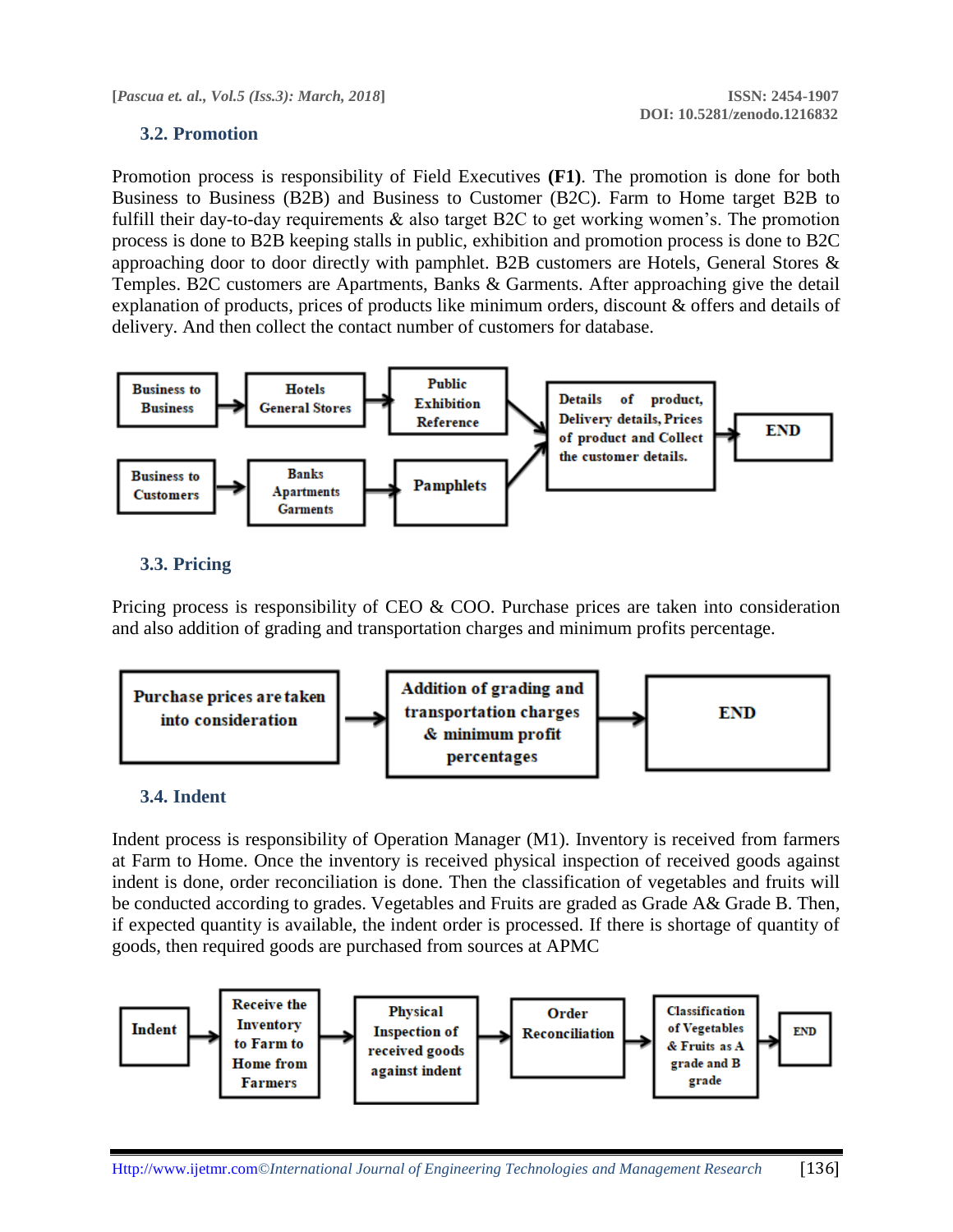### 3.2. Promotion

Promotion process is responsibility of Field Executives **(F1)**. The promotion is done for both Business to Business (B2B) and Business to Customer (B2C). Farm to Home target B2B to fulfill their day-to-day requirements & also target B2C to get working women's. The promotion process is done to B2B keeping stalls in public, exhibition and promotion process is done to B2C approaching door to door directly with pamphlet. B2B customers are Hotels, General Stores & Temples. B2C customers are Apartments, Banks & Garments. After approaching give the detail explanation of products, prices of products like minimum orders, discount & offers and details of delivery. And then collect the contact number of customers for database.

Business to Business → Hotels General Stores → Public Exhibition Reference → Details of product, Delivery details, Prices of product and Collect the customer details. → END

Business to Customers → Banks Apartments Garments → Pamphlets → Details of product, Delivery details, Prices of product and Collect the customer details. → END

### 3.3. Pricing

Pricing process is responsibility of CEO & COO. Purchase prices are taken into consideration and also addition of grading and transportation charges and minimum profits percentage.

Purchase prices are taken into consideration → Addition of grading and transportation charges & minimum profit percentages → END

### 3.4. Indent

Indent process is responsibility of Operation Manager (M1). Inventory is received from farmers at Farm to Home. Once the inventory is received physical inspection of received goods against indent is done, order reconciliation is done. Then the classification of vegetables and fruits will be conducted according to grades. Vegetables and Fruits are graded as Grade A& Grade B. Then, if expected quantity is available, the indent order is processed. If there is shortage of quantity of goods, then required goods are purchased from sources at APMC

Indent → Receive the Inventory to Farm to Home from Farmers → Physical Inspection of received goods against indent → Order Reconciliation → Classification of Vegetables & Fruits as A grade and B grade → END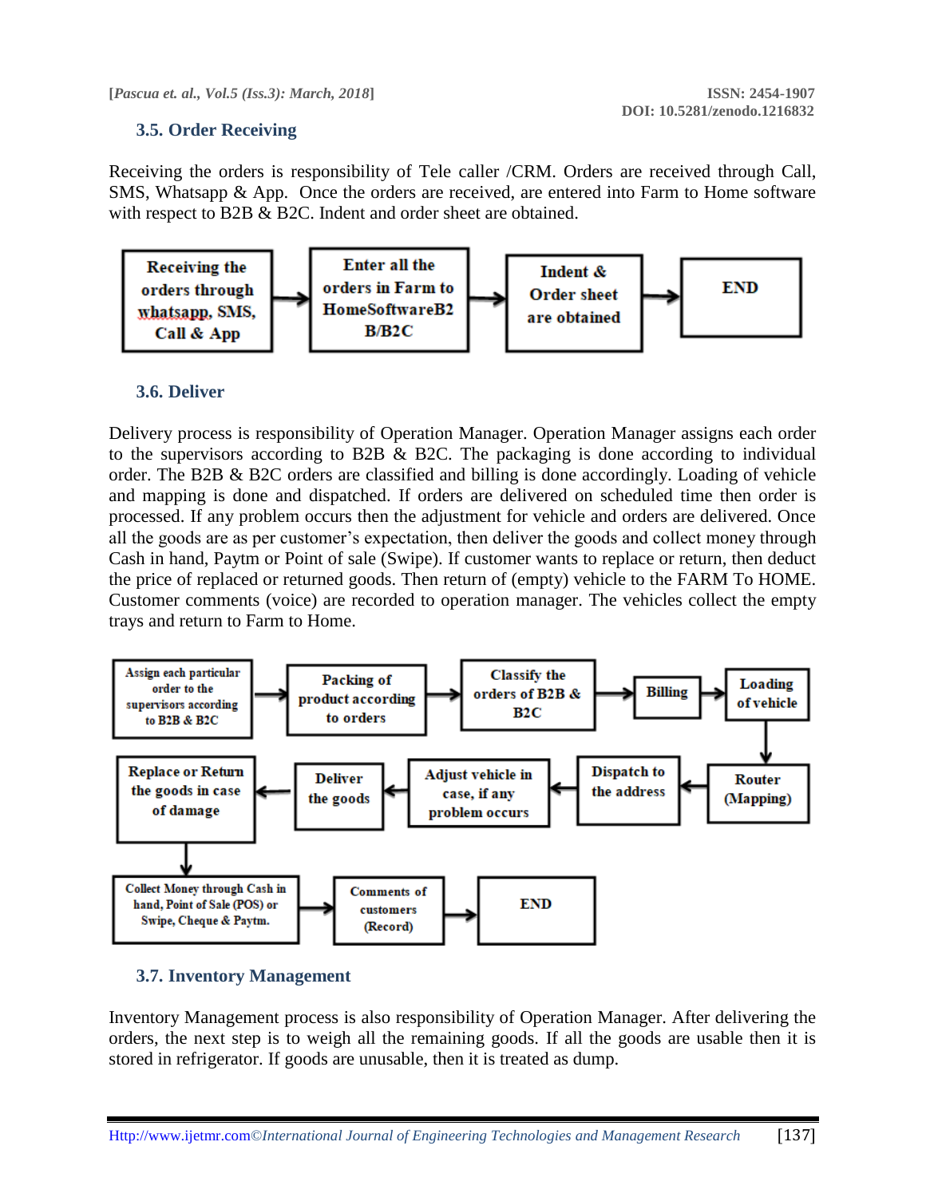### 3.5. Order Receiving

Receiving the orders is responsibility of Tele caller /CRM. Orders are received through Call, SMS, Whatsapp & App. Once the orders are received, are entered into Farm to Home software with respect to B2B & B2C. Indent and order sheet are obtained.

Receiving the orders through whatsapp, SMS, Call & App → Enter all the orders in Farm to HomeSoftwareB2B/B2C → Indent & Order sheet are obtained → END

### 3.6. Deliver

Delivery process is responsibility of Operation Manager. Operation Manager assigns each order to the supervisors according to B2B & B2C. The packaging is done according to individual order. The B2B & B2C orders are classified and billing is done accordingly. Loading of vehicle and mapping is done and dispatched. If orders are delivered on scheduled time then order is processed. If any problem occurs then the adjustment for vehicle and orders are delivered. Once all the goods are as per customer's expectation, then deliver the goods and collect money through Cash in hand, Paytm or Point of sale (Swipe). If customer wants to replace or return, then deduct the price of replaced or returned goods. Then return of (empty) vehicle to the FARM To HOME. Customer comments (voice) are recorded to operation manager. The vehicles collect the empty trays and return to Farm to Home.

Assign each particular order to the supervisors according to B2B & B2C → Packing of product according to orders → Classify the orders of B2B & B2C → Billing → Loading of vehicle → Router (Mapping) → Dispatch to the address → Adjust vehicle in case, if any problem occurs → Deliver the goods → Replace or Return the goods in case of damage → Collect Money through Cash in hand, Point of Sale (POS) or Swipe, Cheque & Paytm. → Comments of customers (Record) → END

### 3.7. Inventory Management

Inventory Management process is also responsibility of Operation Manager. After delivering the orders, the next step is to weigh all the remaining goods. If all the goods are usable then it is stored in refrigerator. If goods are unusable, then it is treated as dump.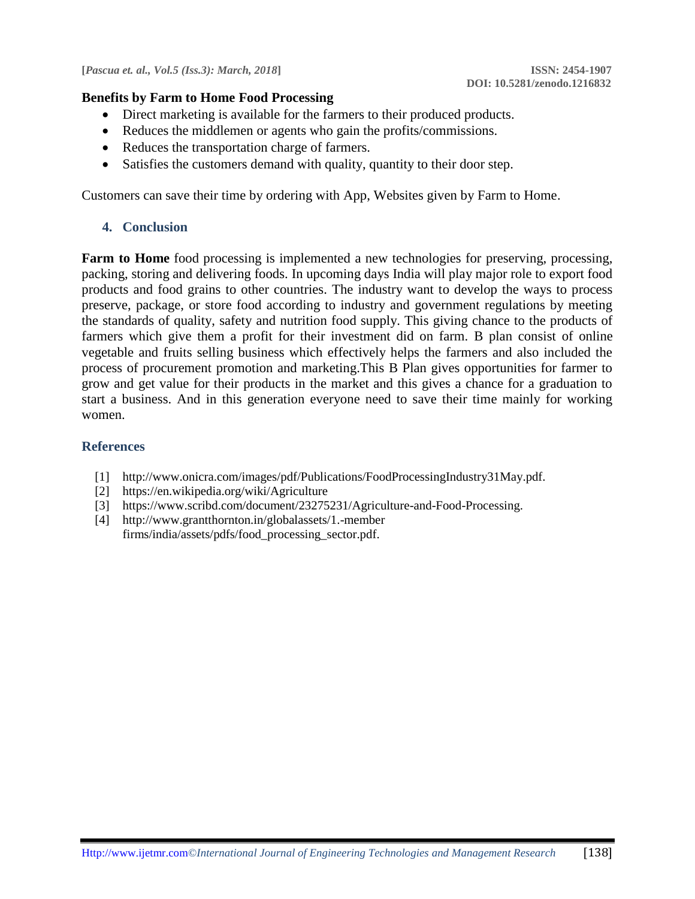**Benefits by Farm to Home Food Processing**

- Direct marketing is available for the farmers to their produced products.
- Reduces the middlemen or agents who gain the profits/commissions.
- Reduces the transportation charge of farmers.
- Satisfies the customers demand with quality, quantity to their door step.

Customers can save their time by ordering with App, Websites given by Farm to Home.

## 4. Conclusion

**Farm to Home** food processing is implemented a new technologies for preserving, processing, packing, storing and delivering foods. In upcoming days India will play major role to export food products and food grains to other countries. The industry want to develop the ways to process preserve, package, or store food according to industry and government regulations by meeting the standards of quality, safety and nutrition food supply. This giving chance to the products of farmers which give them a profit for their investment did on farm. B plan consist of online vegetable and fruits selling business which effectively helps the farmers and also included the process of procurement promotion and marketing.This B Plan gives opportunities for farmer to grow and get value for their products in the market and this gives a chance for a graduation to start a business. And in this generation everyone need to save their time mainly for working women.

## References

[1] http://www.onicra.com/images/pdf/Publications/FoodProcessingIndustry31May.pdf.

[2] https://en.wikipedia.org/wiki/Agriculture

[3] https://www.scribd.com/document/23275231/Agriculture-and-Food-Processing.

[4] http://www.grantthornton.in/globalassets/1.-member firms/india/assets/pdfs/food_processing_sector.pdf.